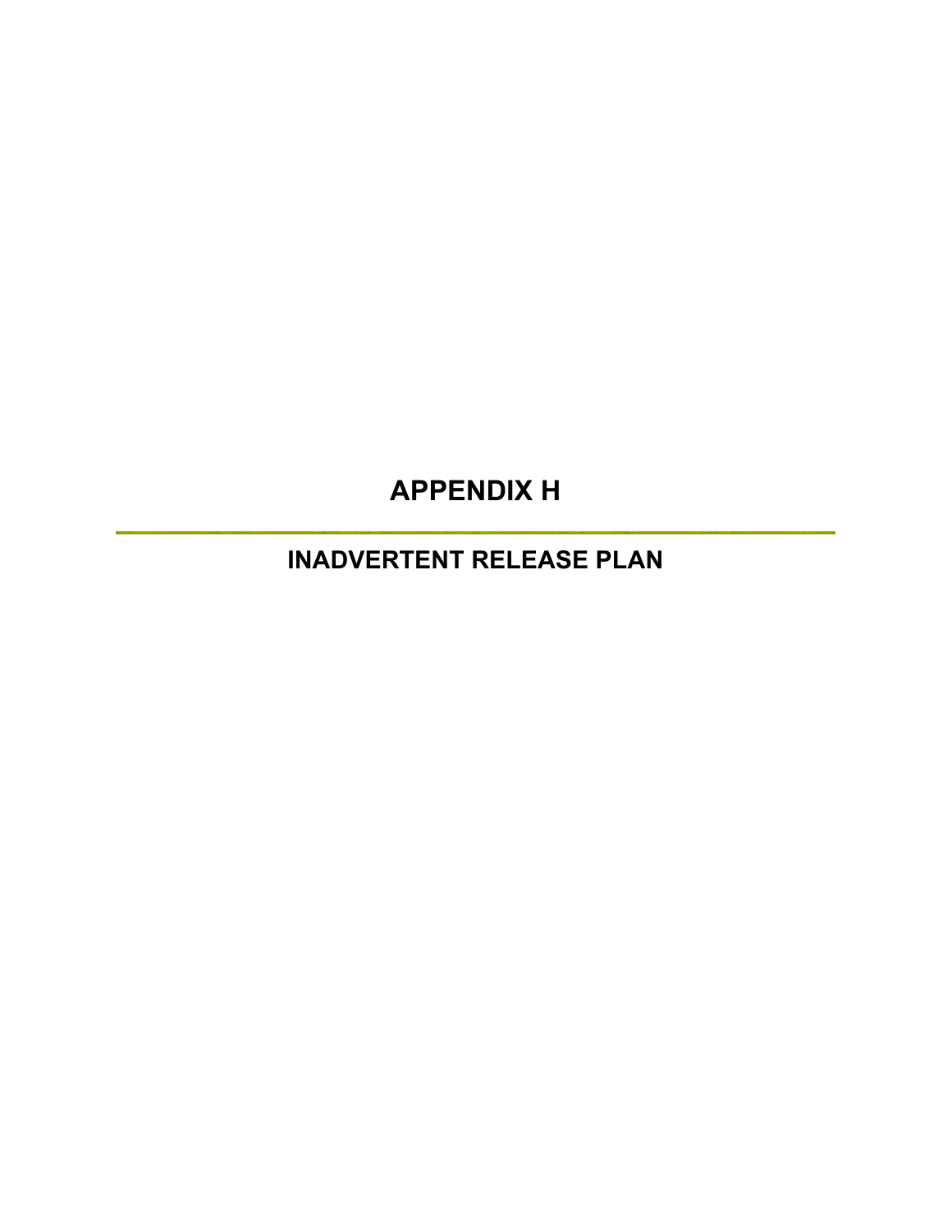# APPENDIX H

---

## INADVERTENT RELEASE PLAN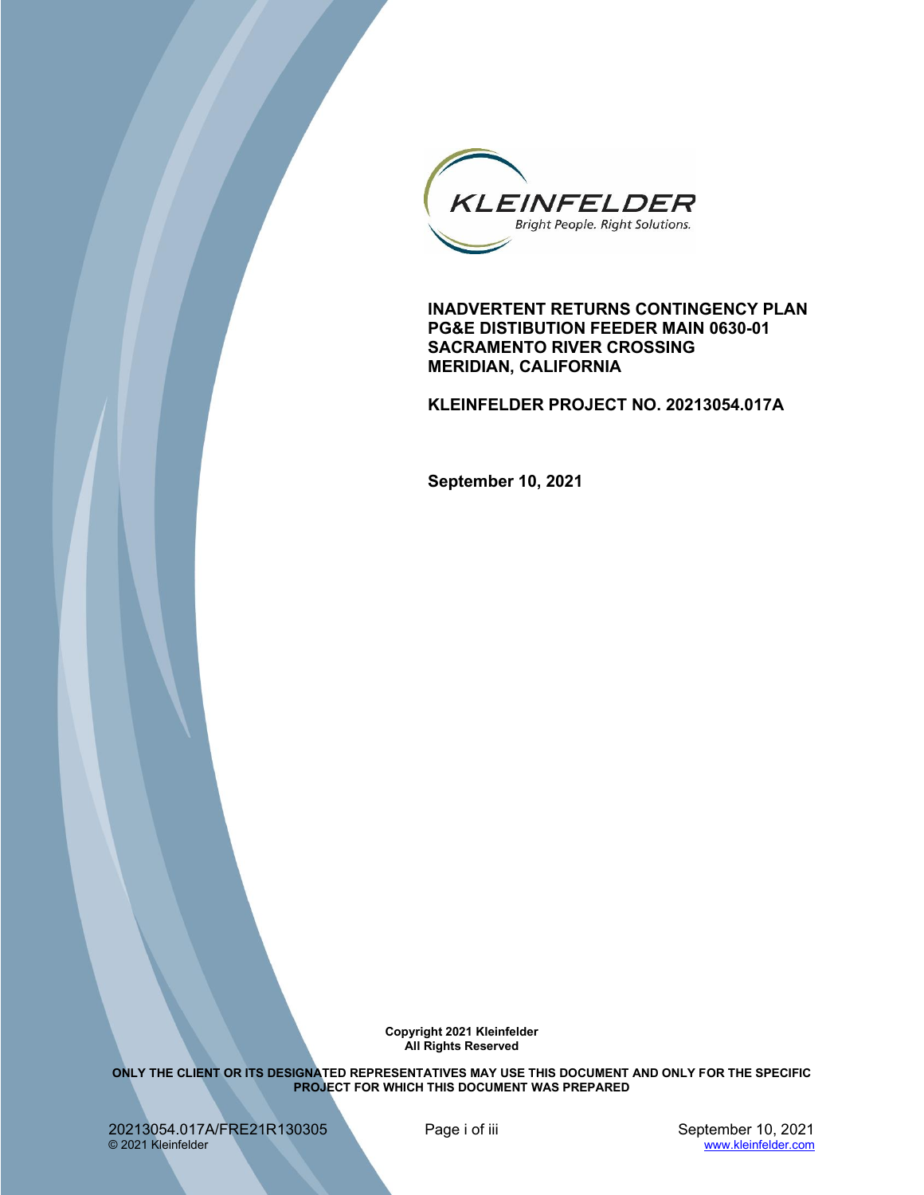# INADVERTENT RETURNS CONTINGENCY PLAN
# PG&E DISTIBUTION FEEDER MAIN 0630-01
# SACRAMENTO RIVER CROSSING
# MERIDIAN, CALIFORNIA

**KLEINFELDER PROJECT NO. 20213054.017A**

**September 10, 2021**

**Copyright 2021 Kleinfelder**
**All Rights Reserved**

**ONLY THE CLIENT OR ITS DESIGNATED REPRESENTATIVES MAY USE THIS DOCUMENT AND ONLY FOR THE SPECIFIC PROJECT FOR WHICH THIS DOCUMENT WAS PREPARED**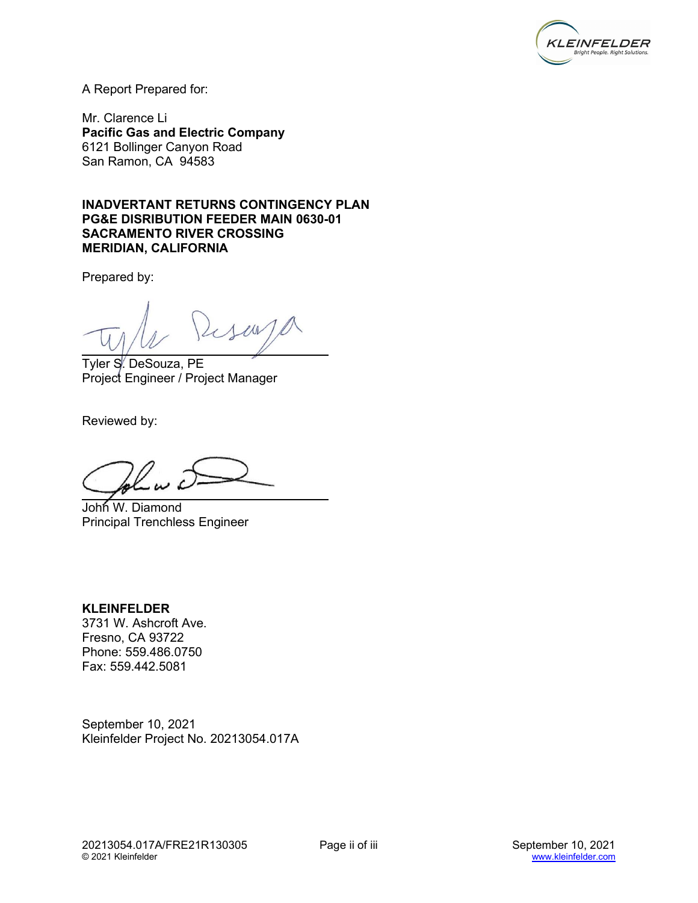A Report Prepared for:

Mr. Clarence Li
**Pacific Gas and Electric Company**
6121 Bollinger Canyon Road
San Ramon, CA 94583

**INADVERTANT RETURNS CONTINGENCY PLAN**
**PG&E DISRIBUTION FEEDER MAIN 0630-01**
**SACRAMENTO RIVER CROSSING**
**MERIDIAN, CALIFORNIA**

Prepared by:

Tyler S. DeSouza, PE
Project Engineer / Project Manager

Reviewed by:

John W. Diamond
Principal Trenchless Engineer

**KLEINFELDER**
3731 W. Ashcroft Ave.
Fresno, CA 93722
Phone: 559.486.0750
Fax: 559.442.5081

September 10, 2021
Kleinfelder Project No. 20213054.017A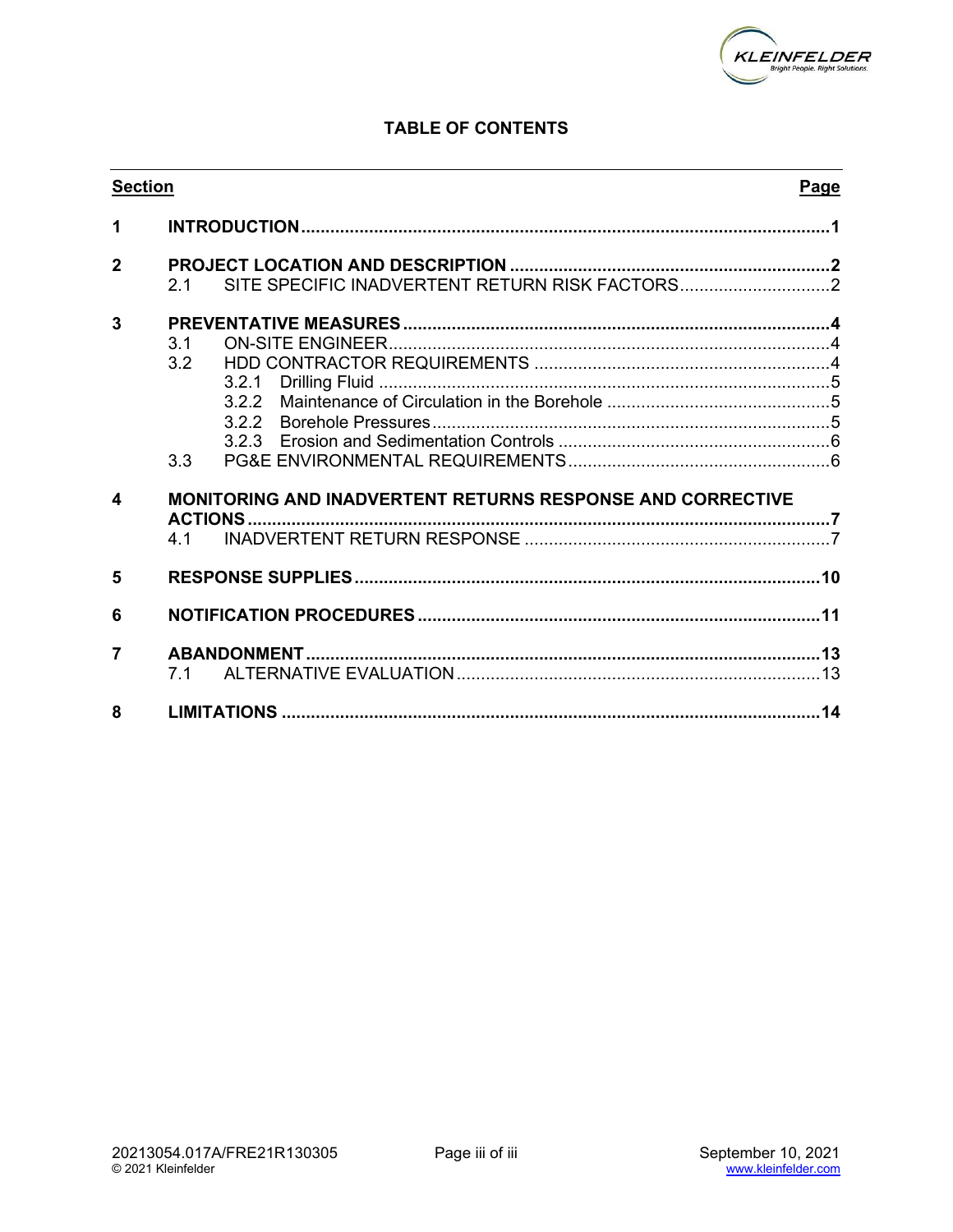## TABLE OF CONTENTS

| Section | | | Page |
|---|---|---|---|
| **1** | **INTRODUCTION** | | **1** |
| **2** | **PROJECT LOCATION AND DESCRIPTION** | | **2** |
| | 2.1 | SITE SPECIFIC INADVERTENT RETURN RISK FACTORS | 2 |
| **3** | **PREVENTATIVE MEASURES** | | **4** |
| | 3.1 | ON-SITE ENGINEER | 4 |
| | 3.2 | HDD CONTRACTOR REQUIREMENTS | 4 |
| | | 3.2.1 Drilling Fluid | 5 |
| | | 3.2.2 Maintenance of Circulation in the Borehole | 5 |
| | | 3.2.2 Borehole Pressures | 5 |
| | | 3.2.3 Erosion and Sedimentation Controls | 6 |
| | 3.3 | PG&E ENVIRONMENTAL REQUIREMENTS | 6 |
| **4** | **MONITORING AND INADVERTENT RETURNS RESPONSE AND CORRECTIVE ACTIONS** | | **7** |
| | 4.1 | INADVERTENT RETURN RESPONSE | 7 |
| **5** | **RESPONSE SUPPLIES** | | **10** |
| **6** | **NOTIFICATION PROCEDURES** | | **11** |
| **7** | **ABANDONMENT** | | **13** |
| | 7.1 | ALTERNATIVE EVALUATION | 13 |
| **8** | **LIMITATIONS** | | **14** |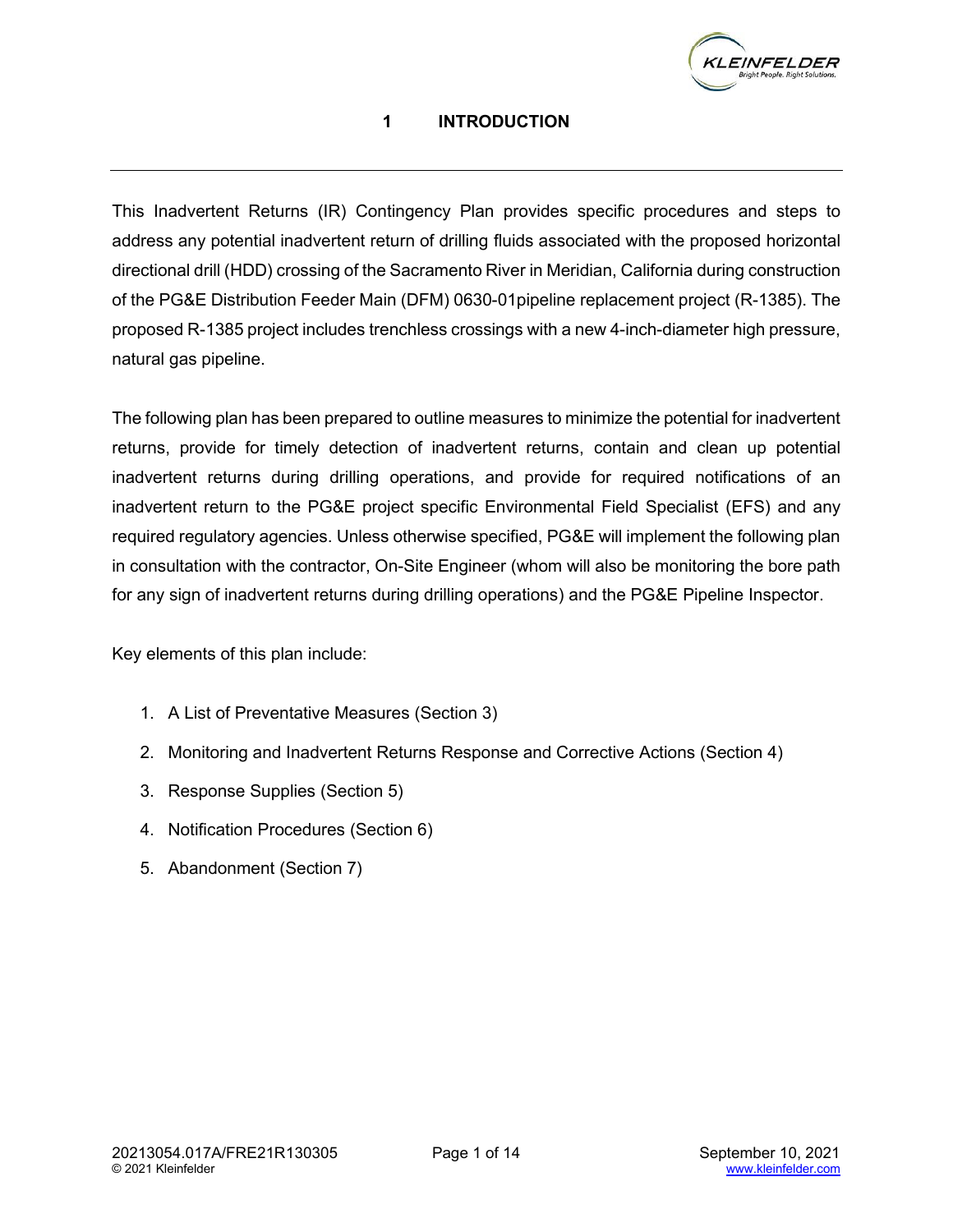# 1 INTRODUCTION

This Inadvertent Returns (IR) Contingency Plan provides specific procedures and steps to address any potential inadvertent return of drilling fluids associated with the proposed horizontal directional drill (HDD) crossing of the Sacramento River in Meridian, California during construction of the PG&E Distribution Feeder Main (DFM) 0630-01pipeline replacement project (R-1385). The proposed R-1385 project includes trenchless crossings with a new 4-inch-diameter high pressure, natural gas pipeline.

The following plan has been prepared to outline measures to minimize the potential for inadvertent returns, provide for timely detection of inadvertent returns, contain and clean up potential inadvertent returns during drilling operations, and provide for required notifications of an inadvertent return to the PG&E project specific Environmental Field Specialist (EFS) and any required regulatory agencies. Unless otherwise specified, PG&E will implement the following plan in consultation with the contractor, On-Site Engineer (whom will also be monitoring the bore path for any sign of inadvertent returns during drilling operations) and the PG&E Pipeline Inspector.

Key elements of this plan include:

1. A List of Preventative Measures (Section 3)
2. Monitoring and Inadvertent Returns Response and Corrective Actions (Section 4)
3. Response Supplies (Section 5)
4. Notification Procedures (Section 6)
5. Abandonment (Section 7)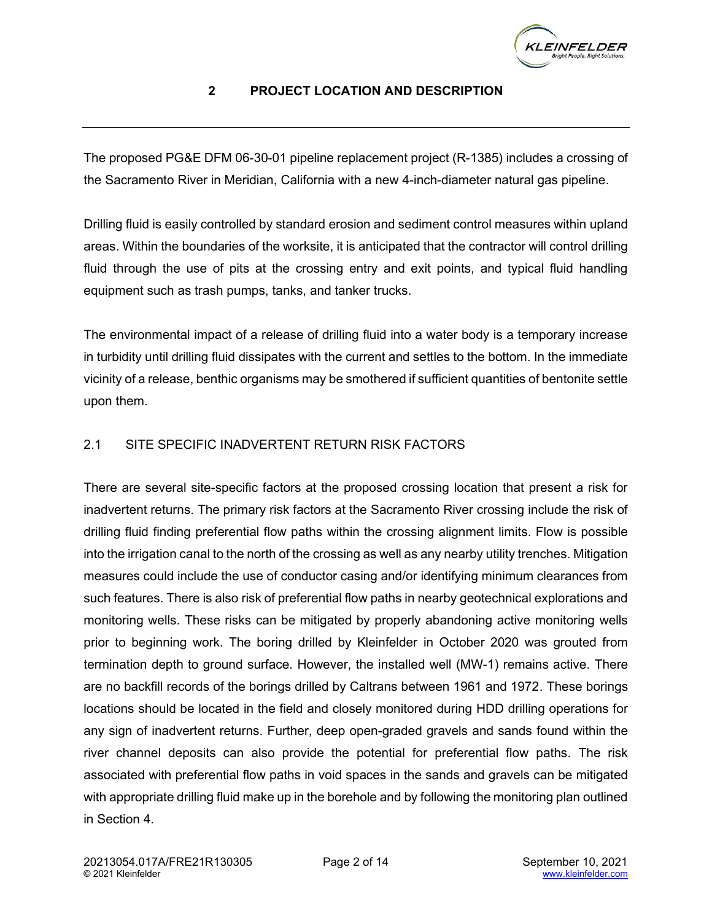# 2 PROJECT LOCATION AND DESCRIPTION

The proposed PG&E DFM 06-30-01 pipeline replacement project (R-1385) includes a crossing of the Sacramento River in Meridian, California with a new 4-inch-diameter natural gas pipeline.

Drilling fluid is easily controlled by standard erosion and sediment control measures within upland areas. Within the boundaries of the worksite, it is anticipated that the contractor will control drilling fluid through the use of pits at the crossing entry and exit points, and typical fluid handling equipment such as trash pumps, tanks, and tanker trucks.

The environmental impact of a release of drilling fluid into a water body is a temporary increase in turbidity until drilling fluid dissipates with the current and settles to the bottom. In the immediate vicinity of a release, benthic organisms may be smothered if sufficient quantities of bentonite settle upon them.

## 2.1 SITE SPECIFIC INADVERTENT RETURN RISK FACTORS

There are several site-specific factors at the proposed crossing location that present a risk for inadvertent returns. The primary risk factors at the Sacramento River crossing include the risk of drilling fluid finding preferential flow paths within the crossing alignment limits. Flow is possible into the irrigation canal to the north of the crossing as well as any nearby utility trenches. Mitigation measures could include the use of conductor casing and/or identifying minimum clearances from such features. There is also risk of preferential flow paths in nearby geotechnical explorations and monitoring wells. These risks can be mitigated by properly abandoning active monitoring wells prior to beginning work. The boring drilled by Kleinfelder in October 2020 was grouted from termination depth to ground surface. However, the installed well (MW-1) remains active. There are no backfill records of the borings drilled by Caltrans between 1961 and 1972. These borings locations should be located in the field and closely monitored during HDD drilling operations for any sign of inadvertent returns. Further, deep open-graded gravels and sands found within the river channel deposits can also provide the potential for preferential flow paths. The risk associated with preferential flow paths in void spaces in the sands and gravels can be mitigated with appropriate drilling fluid make up in the borehole and by following the monitoring plan outlined in Section 4.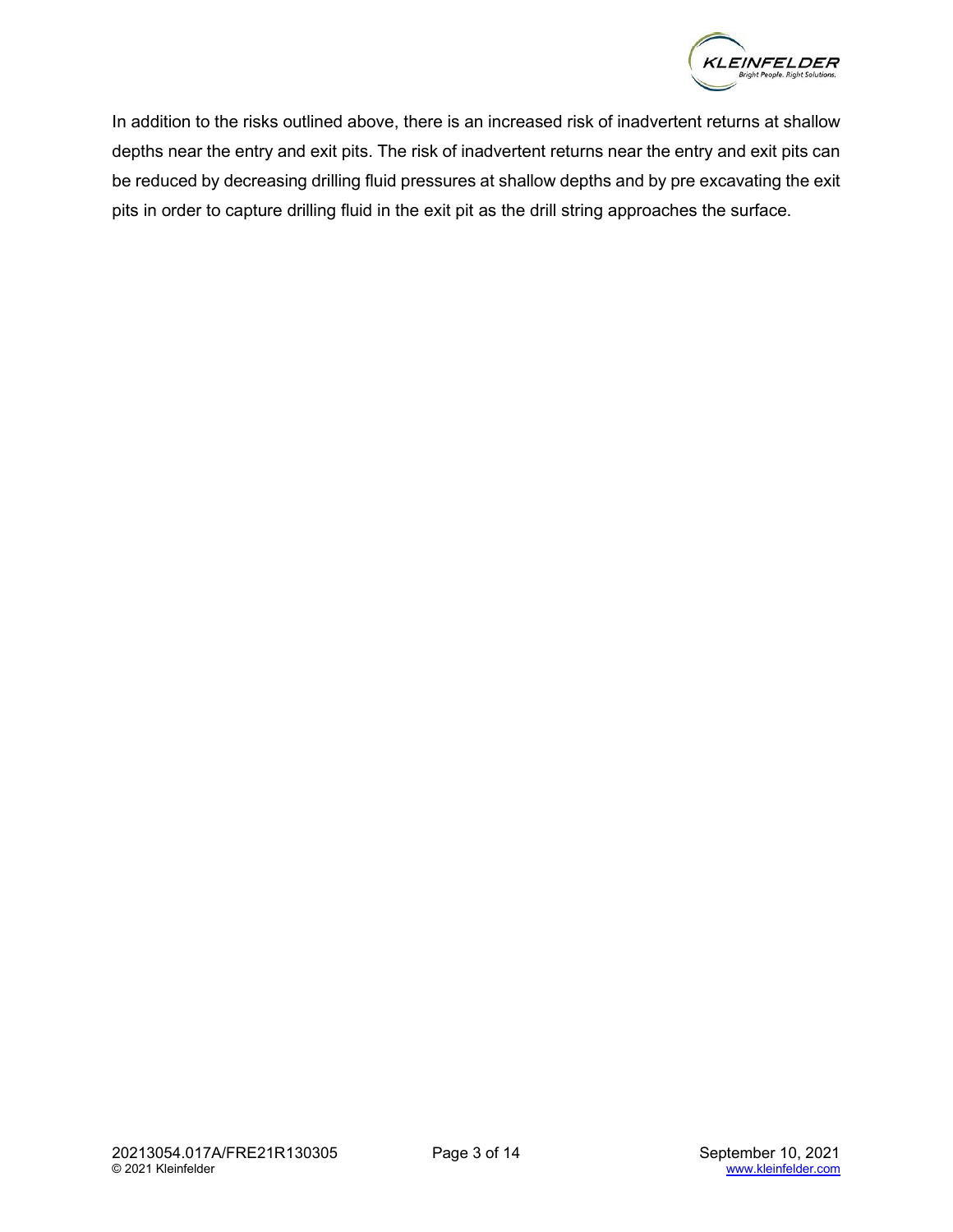In addition to the risks outlined above, there is an increased risk of inadvertent returns at shallow depths near the entry and exit pits. The risk of inadvertent returns near the entry and exit pits can be reduced by decreasing drilling fluid pressures at shallow depths and by pre excavating the exit pits in order to capture drilling fluid in the exit pit as the drill string approaches the surface.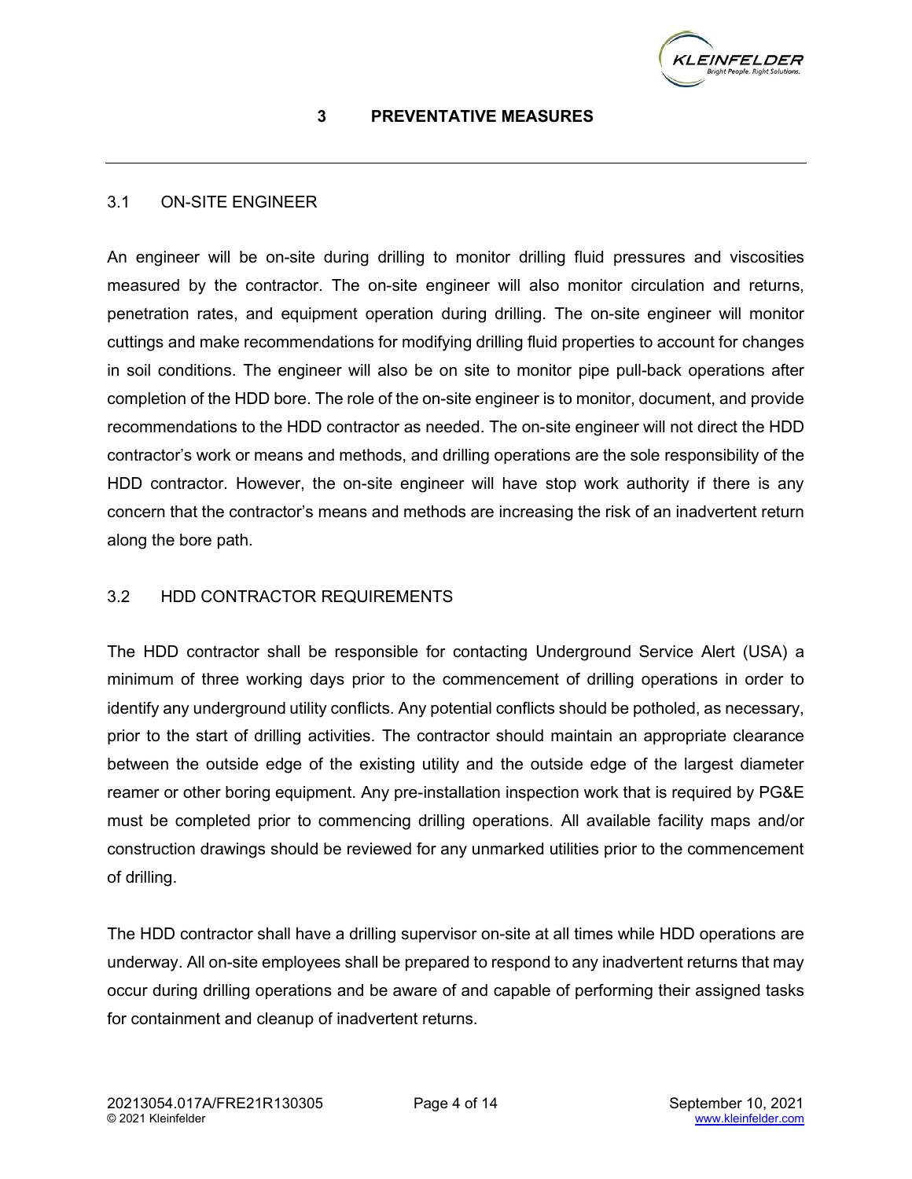# 3 PREVENTATIVE MEASURES

## 3.1 ON-SITE ENGINEER

An engineer will be on-site during drilling to monitor drilling fluid pressures and viscosities measured by the contractor. The on-site engineer will also monitor circulation and returns, penetration rates, and equipment operation during drilling. The on-site engineer will monitor cuttings and make recommendations for modifying drilling fluid properties to account for changes in soil conditions. The engineer will also be on site to monitor pipe pull-back operations after completion of the HDD bore. The role of the on-site engineer is to monitor, document, and provide recommendations to the HDD contractor as needed. The on-site engineer will not direct the HDD contractor's work or means and methods, and drilling operations are the sole responsibility of the HDD contractor. However, the on-site engineer will have stop work authority if there is any concern that the contractor's means and methods are increasing the risk of an inadvertent return along the bore path.

## 3.2 HDD CONTRACTOR REQUIREMENTS

The HDD contractor shall be responsible for contacting Underground Service Alert (USA) a minimum of three working days prior to the commencement of drilling operations in order to identify any underground utility conflicts. Any potential conflicts should be potholed, as necessary, prior to the start of drilling activities. The contractor should maintain an appropriate clearance between the outside edge of the existing utility and the outside edge of the largest diameter reamer or other boring equipment. Any pre-installation inspection work that is required by PG&E must be completed prior to commencing drilling operations. All available facility maps and/or construction drawings should be reviewed for any unmarked utilities prior to the commencement of drilling.

The HDD contractor shall have a drilling supervisor on-site at all times while HDD operations are underway. All on-site employees shall be prepared to respond to any inadvertent returns that may occur during drilling operations and be aware of and capable of performing their assigned tasks for containment and cleanup of inadvertent returns.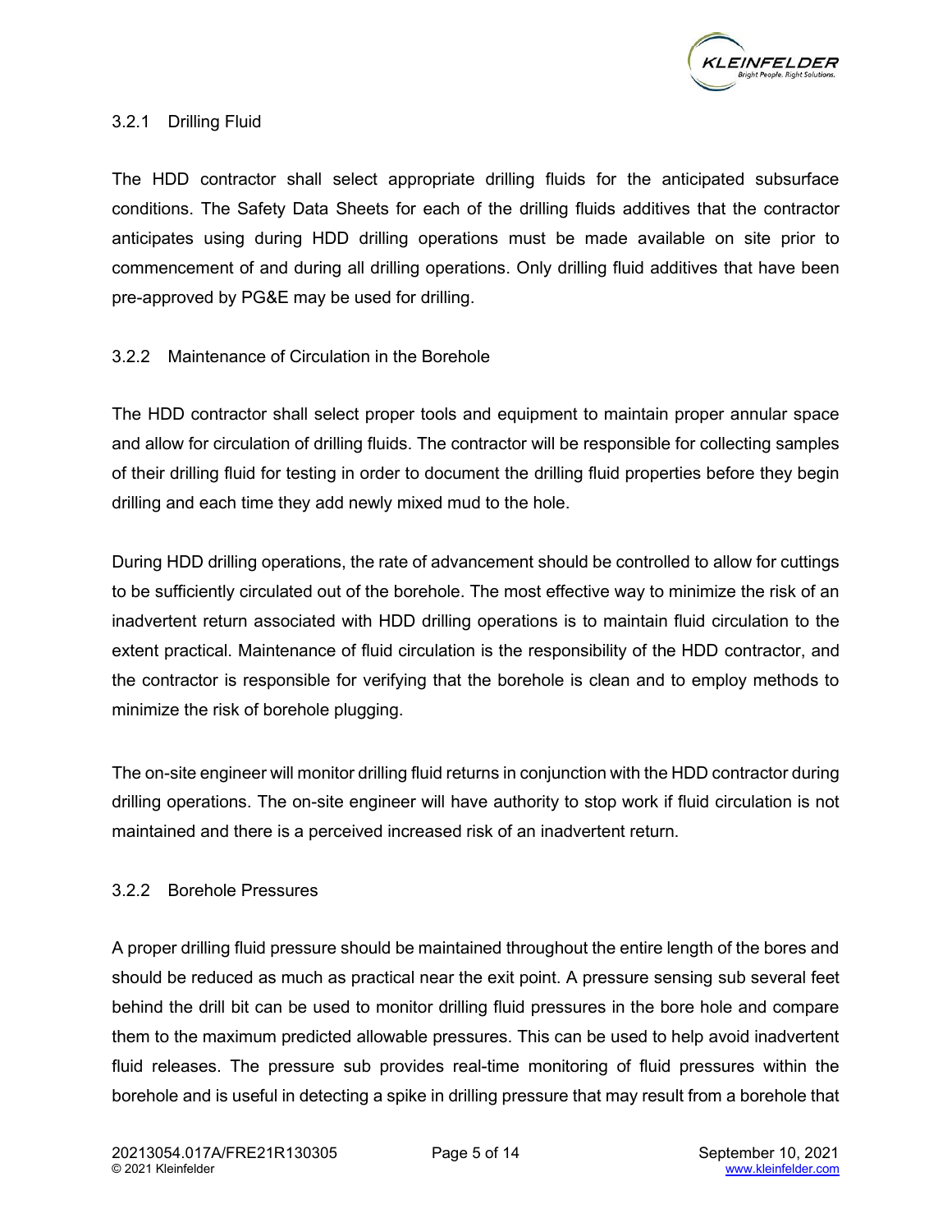### 3.2.1 Drilling Fluid

The HDD contractor shall select appropriate drilling fluids for the anticipated subsurface conditions. The Safety Data Sheets for each of the drilling fluids additives that the contractor anticipates using during HDD drilling operations must be made available on site prior to commencement of and during all drilling operations. Only drilling fluid additives that have been pre-approved by PG&E may be used for drilling.

### 3.2.2 Maintenance of Circulation in the Borehole

The HDD contractor shall select proper tools and equipment to maintain proper annular space and allow for circulation of drilling fluids. The contractor will be responsible for collecting samples of their drilling fluid for testing in order to document the drilling fluid properties before they begin drilling and each time they add newly mixed mud to the hole.

During HDD drilling operations, the rate of advancement should be controlled to allow for cuttings to be sufficiently circulated out of the borehole. The most effective way to minimize the risk of an inadvertent return associated with HDD drilling operations is to maintain fluid circulation to the extent practical. Maintenance of fluid circulation is the responsibility of the HDD contractor, and the contractor is responsible for verifying that the borehole is clean and to employ methods to minimize the risk of borehole plugging.

The on-site engineer will monitor drilling fluid returns in conjunction with the HDD contractor during drilling operations. The on-site engineer will have authority to stop work if fluid circulation is not maintained and there is a perceived increased risk of an inadvertent return.

### 3.2.2 Borehole Pressures

A proper drilling fluid pressure should be maintained throughout the entire length of the bores and should be reduced as much as practical near the exit point. A pressure sensing sub several feet behind the drill bit can be used to monitor drilling fluid pressures in the bore hole and compare them to the maximum predicted allowable pressures. This can be used to help avoid inadvertent fluid releases. The pressure sub provides real-time monitoring of fluid pressures within the borehole and is useful in detecting a spike in drilling pressure that may result from a borehole that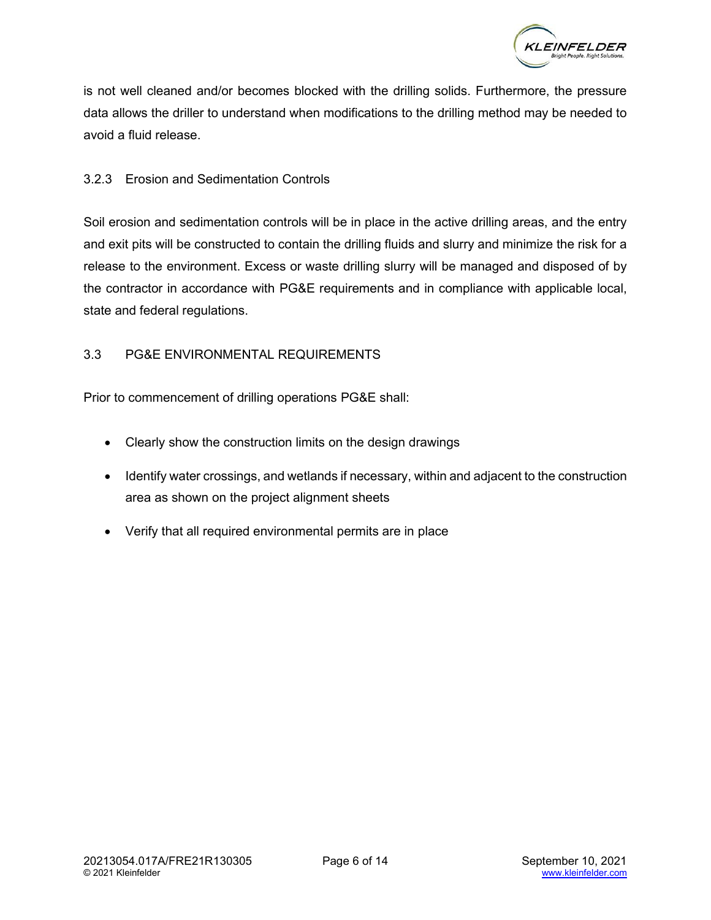is not well cleaned and/or becomes blocked with the drilling solids. Furthermore, the pressure data allows the driller to understand when modifications to the drilling method may be needed to avoid a fluid release.

#### 3.2.3 Erosion and Sedimentation Controls

Soil erosion and sedimentation controls will be in place in the active drilling areas, and the entry and exit pits will be constructed to contain the drilling fluids and slurry and minimize the risk for a release to the environment. Excess or waste drilling slurry will be managed and disposed of by the contractor in accordance with PG&E requirements and in compliance with applicable local, state and federal regulations.

### 3.3 PG&E ENVIRONMENTAL REQUIREMENTS

Prior to commencement of drilling operations PG&E shall:

- Clearly show the construction limits on the design drawings
- Identify water crossings, and wetlands if necessary, within and adjacent to the construction area as shown on the project alignment sheets
- Verify that all required environmental permits are in place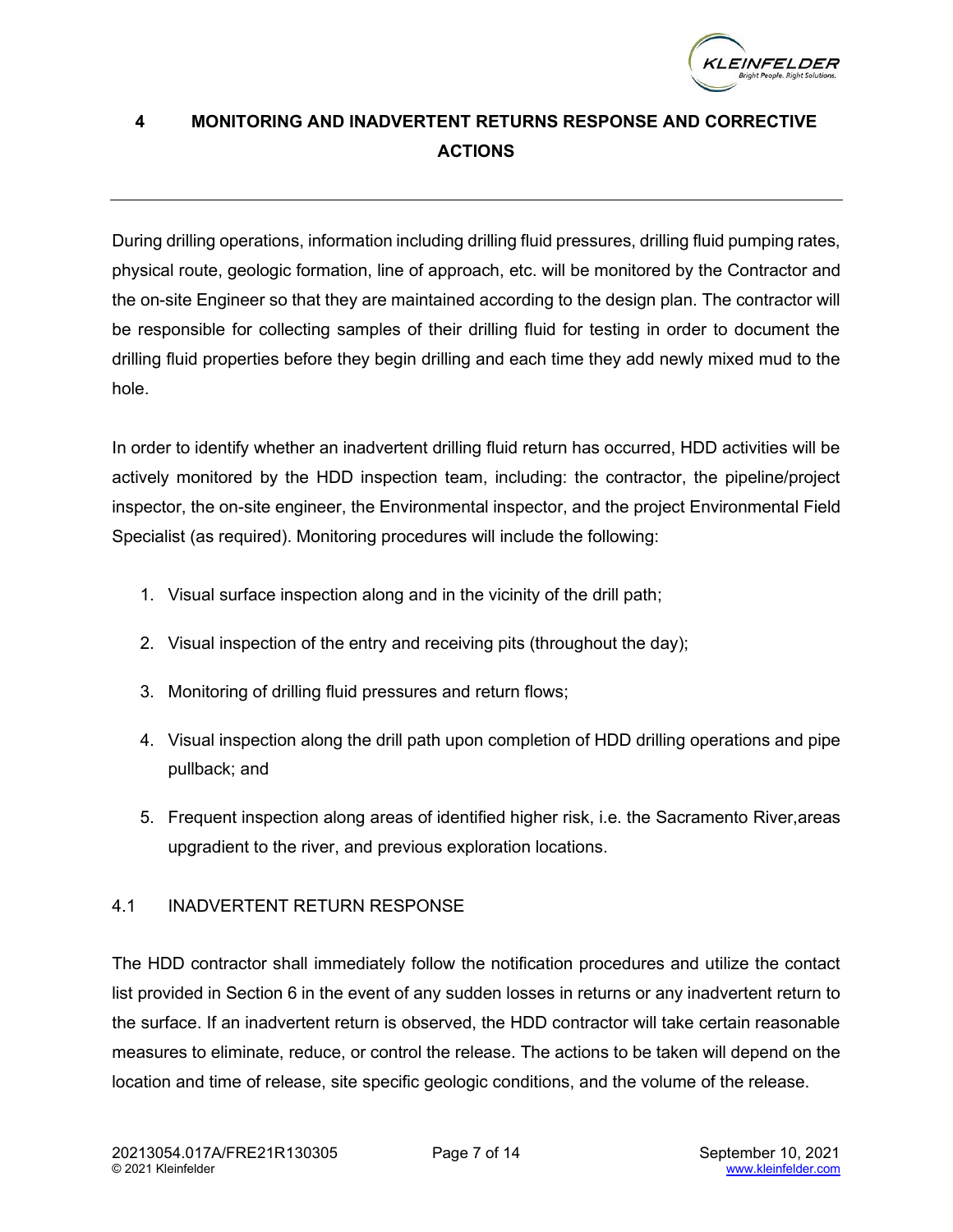# 4 MONITORING AND INADVERTENT RETURNS RESPONSE AND CORRECTIVE ACTIONS

During drilling operations, information including drilling fluid pressures, drilling fluid pumping rates, physical route, geologic formation, line of approach, etc. will be monitored by the Contractor and the on-site Engineer so that they are maintained according to the design plan. The contractor will be responsible for collecting samples of their drilling fluid for testing in order to document the drilling fluid properties before they begin drilling and each time they add newly mixed mud to the hole.

In order to identify whether an inadvertent drilling fluid return has occurred, HDD activities will be actively monitored by the HDD inspection team, including: the contractor, the pipeline/project inspector, the on-site engineer, the Environmental inspector, and the project Environmental Field Specialist (as required). Monitoring procedures will include the following:

1. Visual surface inspection along and in the vicinity of the drill path;
2. Visual inspection of the entry and receiving pits (throughout the day);
3. Monitoring of drilling fluid pressures and return flows;
4. Visual inspection along the drill path upon completion of HDD drilling operations and pipe pullback; and
5. Frequent inspection along areas of identified higher risk, i.e. the Sacramento River,areas upgradient to the river, and previous exploration locations.

## 4.1 INADVERTENT RETURN RESPONSE

The HDD contractor shall immediately follow the notification procedures and utilize the contact list provided in Section 6 in the event of any sudden losses in returns or any inadvertent return to the surface. If an inadvertent return is observed, the HDD contractor will take certain reasonable measures to eliminate, reduce, or control the release. The actions to be taken will depend on the location and time of release, site specific geologic conditions, and the volume of the release.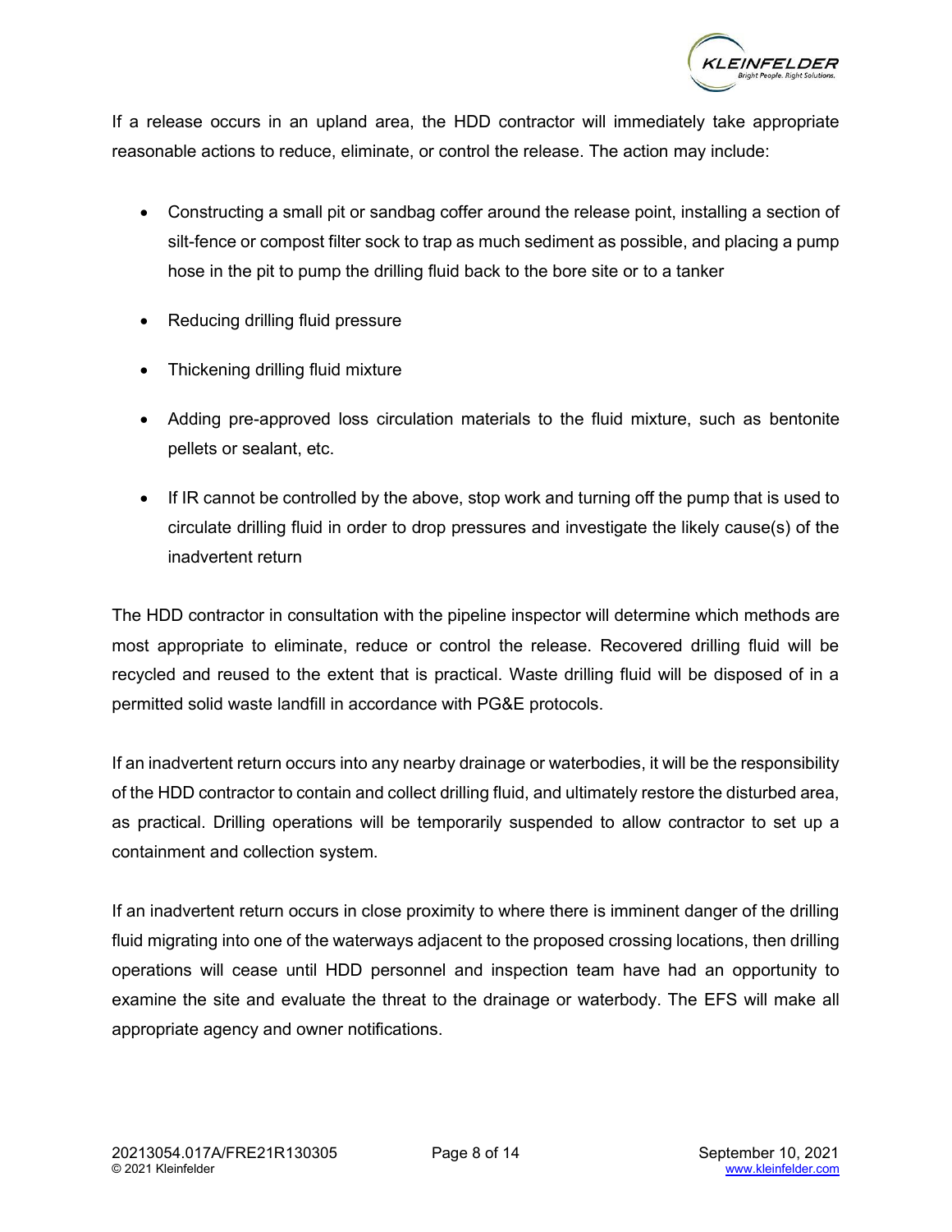If a release occurs in an upland area, the HDD contractor will immediately take appropriate reasonable actions to reduce, eliminate, or control the release. The action may include:

- Constructing a small pit or sandbag coffer around the release point, installing a section of silt-fence or compost filter sock to trap as much sediment as possible, and placing a pump hose in the pit to pump the drilling fluid back to the bore site or to a tanker
- Reducing drilling fluid pressure
- Thickening drilling fluid mixture
- Adding pre-approved loss circulation materials to the fluid mixture, such as bentonite pellets or sealant, etc.
- If IR cannot be controlled by the above, stop work and turning off the pump that is used to circulate drilling fluid in order to drop pressures and investigate the likely cause(s) of the inadvertent return

The HDD contractor in consultation with the pipeline inspector will determine which methods are most appropriate to eliminate, reduce or control the release. Recovered drilling fluid will be recycled and reused to the extent that is practical. Waste drilling fluid will be disposed of in a permitted solid waste landfill in accordance with PG&E protocols.

If an inadvertent return occurs into any nearby drainage or waterbodies, it will be the responsibility of the HDD contractor to contain and collect drilling fluid, and ultimately restore the disturbed area, as practical. Drilling operations will be temporarily suspended to allow contractor to set up a containment and collection system.

If an inadvertent return occurs in close proximity to where there is imminent danger of the drilling fluid migrating into one of the waterways adjacent to the proposed crossing locations, then drilling operations will cease until HDD personnel and inspection team have had an opportunity to examine the site and evaluate the threat to the drainage or waterbody. The EFS will make all appropriate agency and owner notifications.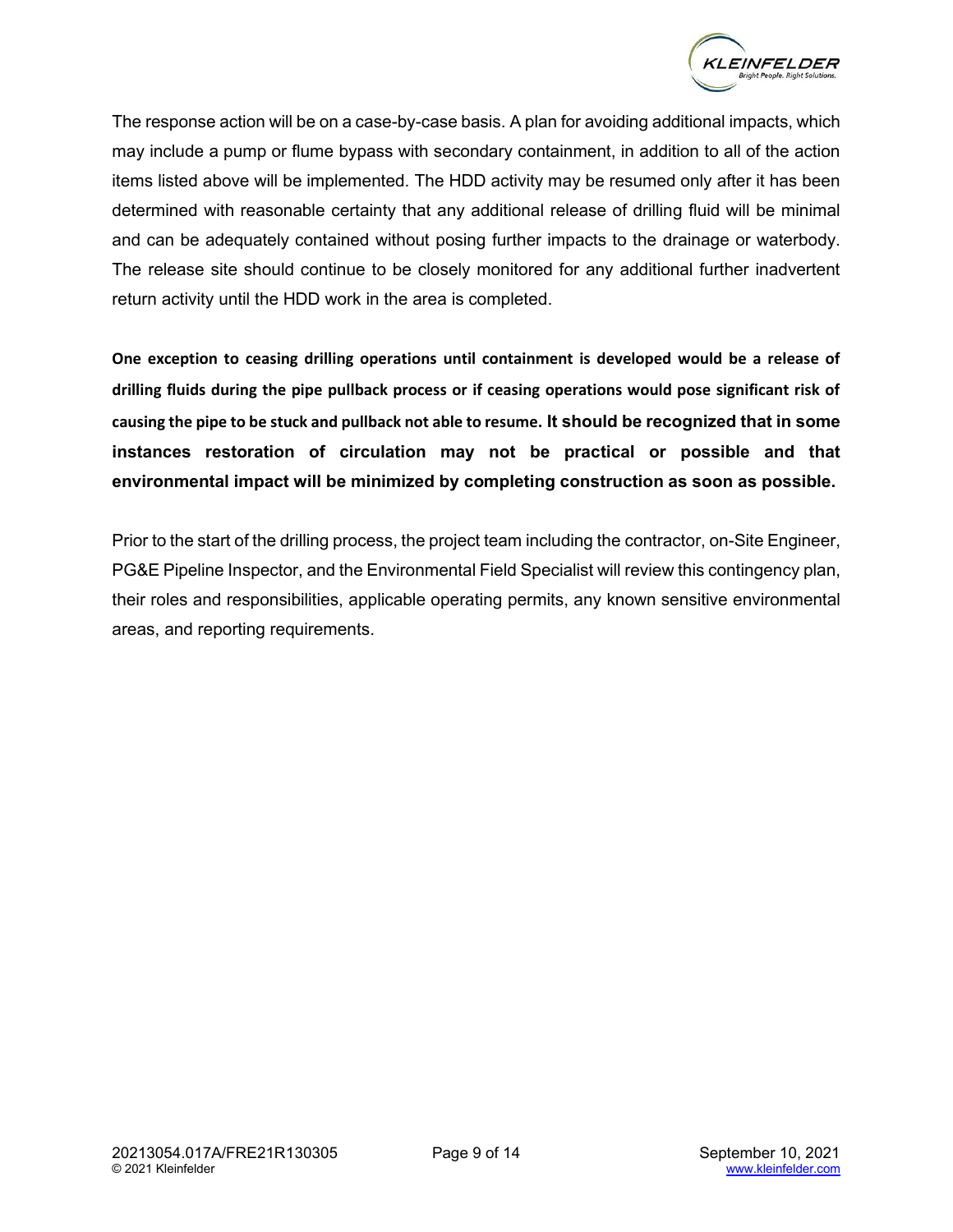The response action will be on a case-by-case basis. A plan for avoiding additional impacts, which may include a pump or flume bypass with secondary containment, in addition to all of the action items listed above will be implemented. The HDD activity may be resumed only after it has been determined with reasonable certainty that any additional release of drilling fluid will be minimal and can be adequately contained without posing further impacts to the drainage or waterbody. The release site should continue to be closely monitored for any additional further inadvertent return activity until the HDD work in the area is completed.

**One exception to ceasing drilling operations until containment is developed would be a release of drilling fluids during the pipe pullback process or if ceasing operations would pose significant risk of causing the pipe to be stuck and pullback not able to resume. It should be recognized that in some instances restoration of circulation may not be practical or possible and that environmental impact will be minimized by completing construction as soon as possible.**

Prior to the start of the drilling process, the project team including the contractor, on-Site Engineer, PG&E Pipeline Inspector, and the Environmental Field Specialist will review this contingency plan, their roles and responsibilities, applicable operating permits, any known sensitive environmental areas, and reporting requirements.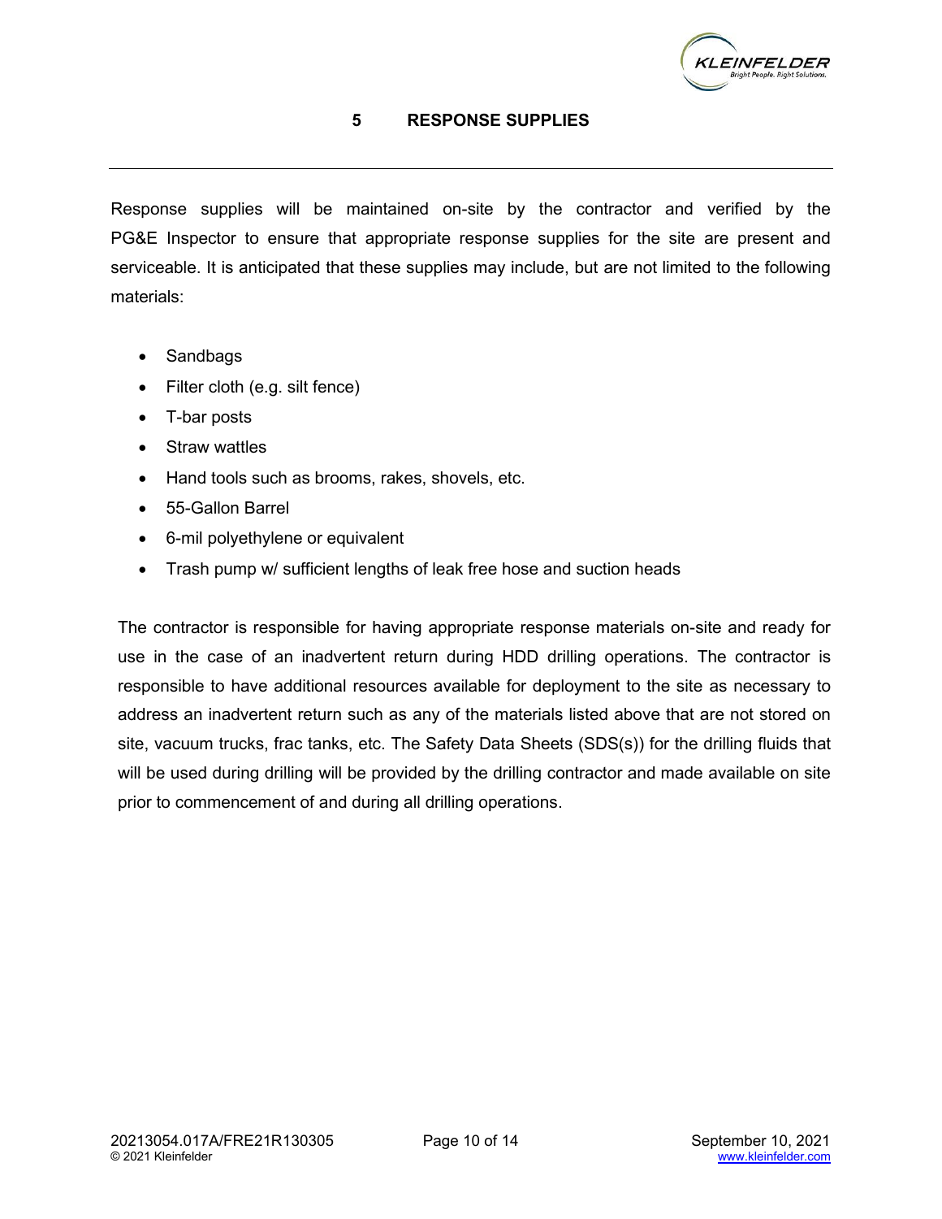# 5 RESPONSE SUPPLIES

Response supplies will be maintained on-site by the contractor and verified by the PG&E Inspector to ensure that appropriate response supplies for the site are present and serviceable. It is anticipated that these supplies may include, but are not limited to the following materials:

- Sandbags
- Filter cloth (e.g. silt fence)
- T-bar posts
- Straw wattles
- Hand tools such as brooms, rakes, shovels, etc.
- 55-Gallon Barrel
- 6-mil polyethylene or equivalent
- Trash pump w/ sufficient lengths of leak free hose and suction heads

The contractor is responsible for having appropriate response materials on-site and ready for use in the case of an inadvertent return during HDD drilling operations. The contractor is responsible to have additional resources available for deployment to the site as necessary to address an inadvertent return such as any of the materials listed above that are not stored on site, vacuum trucks, frac tanks, etc. The Safety Data Sheets (SDS(s)) for the drilling fluids that will be used during drilling will be provided by the drilling contractor and made available on site prior to commencement of and during all drilling operations.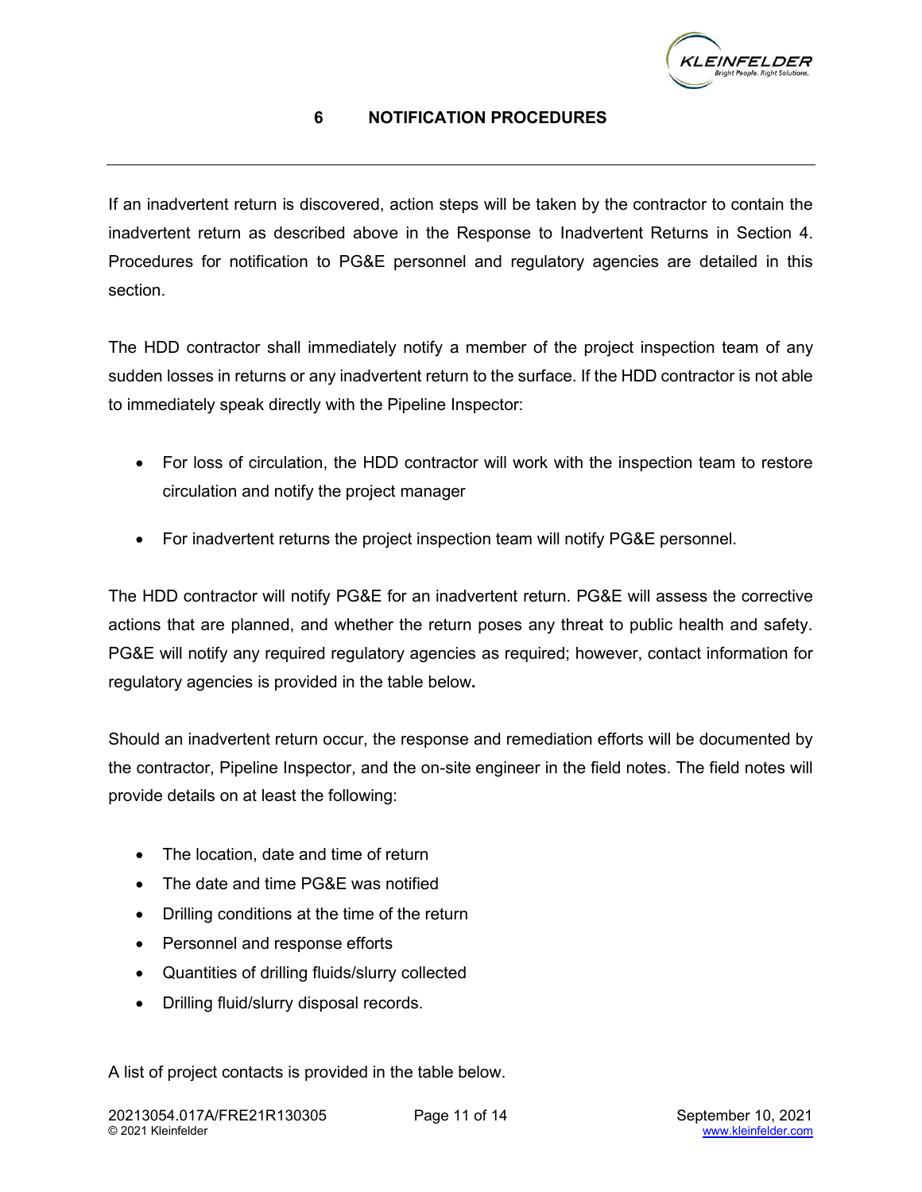# 6 NOTIFICATION PROCEDURES

If an inadvertent return is discovered, action steps will be taken by the contractor to contain the inadvertent return as described above in the Response to Inadvertent Returns in Section 4. Procedures for notification to PG&E personnel and regulatory agencies are detailed in this section.

The HDD contractor shall immediately notify a member of the project inspection team of any sudden losses in returns or any inadvertent return to the surface. If the HDD contractor is not able to immediately speak directly with the Pipeline Inspector:

- For loss of circulation, the HDD contractor will work with the inspection team to restore circulation and notify the project manager
- For inadvertent returns the project inspection team will notify PG&E personnel.

The HDD contractor will notify PG&E for an inadvertent return. PG&E will assess the corrective actions that are planned, and whether the return poses any threat to public health and safety. PG&E will notify any required regulatory agencies as required; however, contact information for regulatory agencies is provided in the table below**.**

Should an inadvertent return occur, the response and remediation efforts will be documented by the contractor, Pipeline Inspector, and the on-site engineer in the field notes. The field notes will provide details on at least the following:

- The location, date and time of return
- The date and time PG&E was notified
- Drilling conditions at the time of the return
- Personnel and response efforts
- Quantities of drilling fluids/slurry collected
- Drilling fluid/slurry disposal records.

A list of project contacts is provided in the table below.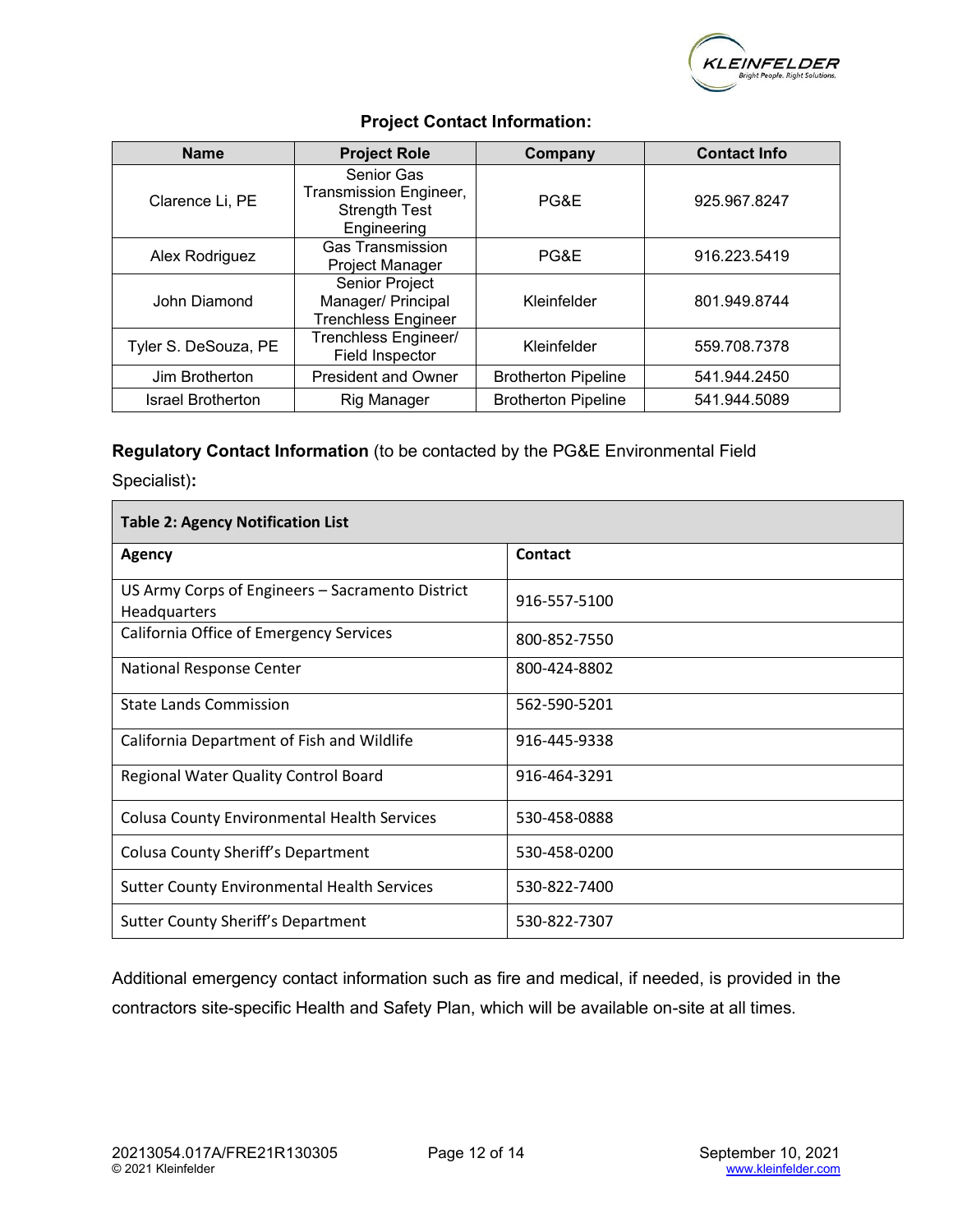**Project Contact Information:**

| Name | Project Role | Company | Contact Info |
|---|---|---|---|
| Clarence Li, PE | Senior Gas Transmission Engineer, Strength Test Engineering | PG&E | 925.967.8247 |
| Alex Rodriguez | Gas Transmission Project Manager | PG&E | 916.223.5419 |
| John Diamond | Senior Project Manager/ Principal Trenchless Engineer | Kleinfelder | 801.949.8744 |
| Tyler S. DeSouza, PE | Trenchless Engineer/ Field Inspector | Kleinfelder | 559.708.7378 |
| Jim Brotherton | President and Owner | Brotherton Pipeline | 541.944.2450 |
| Israel Brotherton | Rig Manager | Brotherton Pipeline | 541.944.5089 |

**Regulatory Contact Information** (to be contacted by the PG&E Environmental Field Specialist)**:**

**Table 2: Agency Notification List**

| Agency | Contact |
|---|---|
| US Army Corps of Engineers – Sacramento District Headquarters | 916-557-5100 |
| California Office of Emergency Services | 800-852-7550 |
| National Response Center | 800-424-8802 |
| State Lands Commission | 562-590-5201 |
| California Department of Fish and Wildlife | 916-445-9338 |
| Regional Water Quality Control Board | 916-464-3291 |
| Colusa County Environmental Health Services | 530-458-0888 |
| Colusa County Sheriff's Department | 530-458-0200 |
| Sutter County Environmental Health Services | 530-822-7400 |
| Sutter County Sheriff's Department | 530-822-7307 |

Additional emergency contact information such as fire and medical, if needed, is provided in the contractors site-specific Health and Safety Plan, which will be available on-site at all times.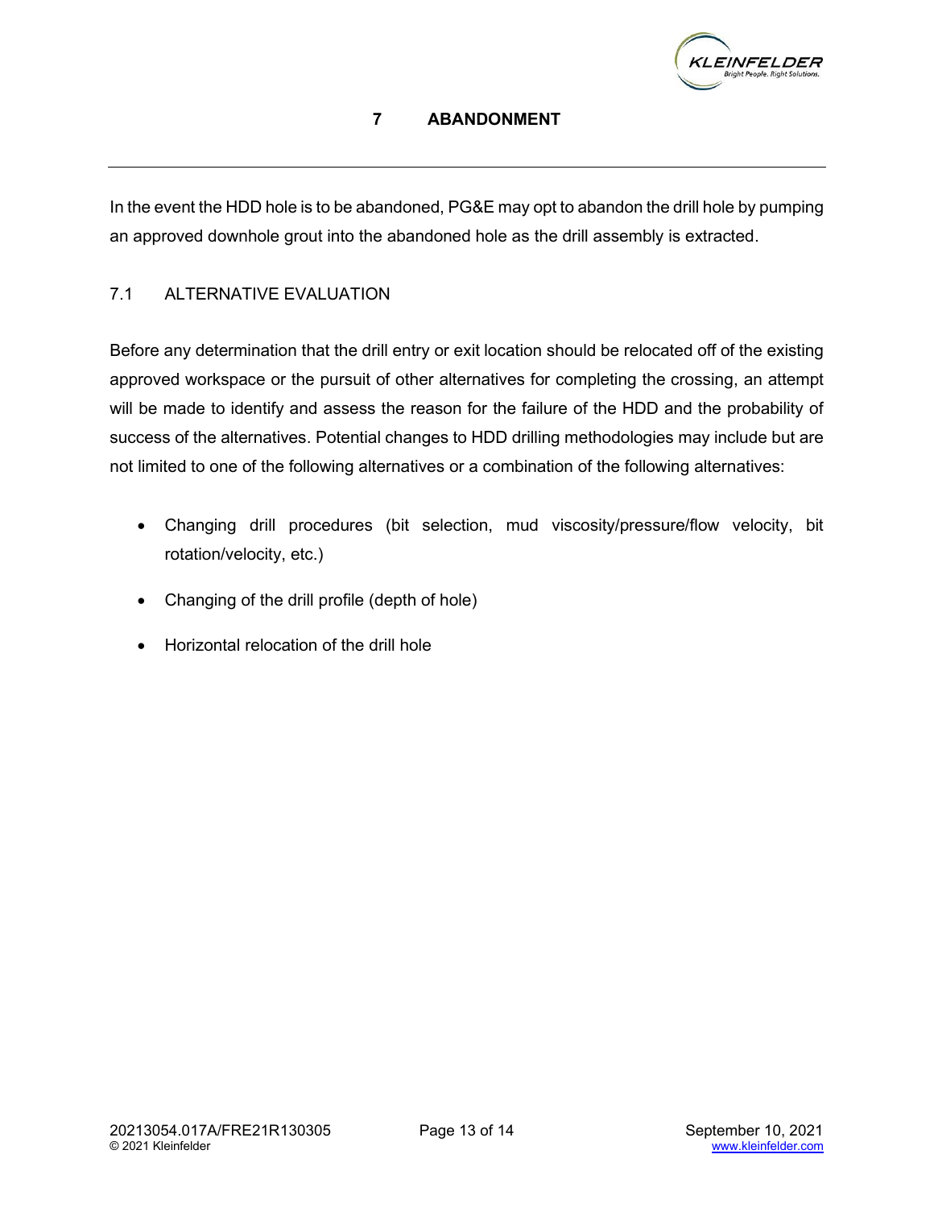# 7 ABANDONMENT

In the event the HDD hole is to be abandoned, PG&E may opt to abandon the drill hole by pumping an approved downhole grout into the abandoned hole as the drill assembly is extracted.

## 7.1 ALTERNATIVE EVALUATION

Before any determination that the drill entry or exit location should be relocated off of the existing approved workspace or the pursuit of other alternatives for completing the crossing, an attempt will be made to identify and assess the reason for the failure of the HDD and the probability of success of the alternatives. Potential changes to HDD drilling methodologies may include but are not limited to one of the following alternatives or a combination of the following alternatives:

- Changing drill procedures (bit selection, mud viscosity/pressure/flow velocity, bit rotation/velocity, etc.)
- Changing of the drill profile (depth of hole)
- Horizontal relocation of the drill hole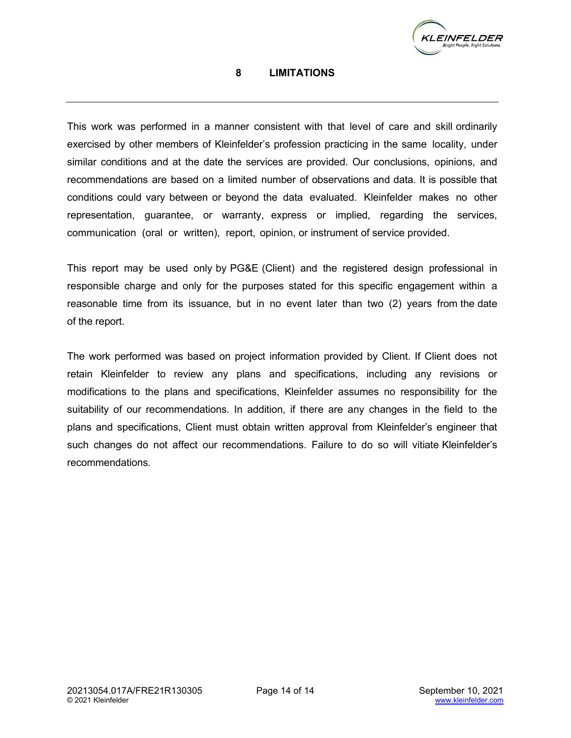# 8 LIMITATIONS

This work was performed in a manner consistent with that level of care and skill ordinarily exercised by other members of Kleinfelder's profession practicing in the same locality, under similar conditions and at the date the services are provided. Our conclusions, opinions, and recommendations are based on a limited number of observations and data. It is possible that conditions could vary between or beyond the data evaluated. Kleinfelder makes no other representation, guarantee, or warranty, express or implied, regarding the services, communication (oral or written), report, opinion, or instrument of service provided.

This report may be used only by PG&E (Client) and the registered design professional in responsible charge and only for the purposes stated for this specific engagement within a reasonable time from its issuance, but in no event later than two (2) years from the date of the report.

The work performed was based on project information provided by Client. If Client does not retain Kleinfelder to review any plans and specifications, including any revisions or modifications to the plans and specifications, Kleinfelder assumes no responsibility for the suitability of our recommendations. In addition, if there are any changes in the field to the plans and specifications, Client must obtain written approval from Kleinfelder's engineer that such changes do not affect our recommendations. Failure to do so will vitiate Kleinfelder's recommendations.